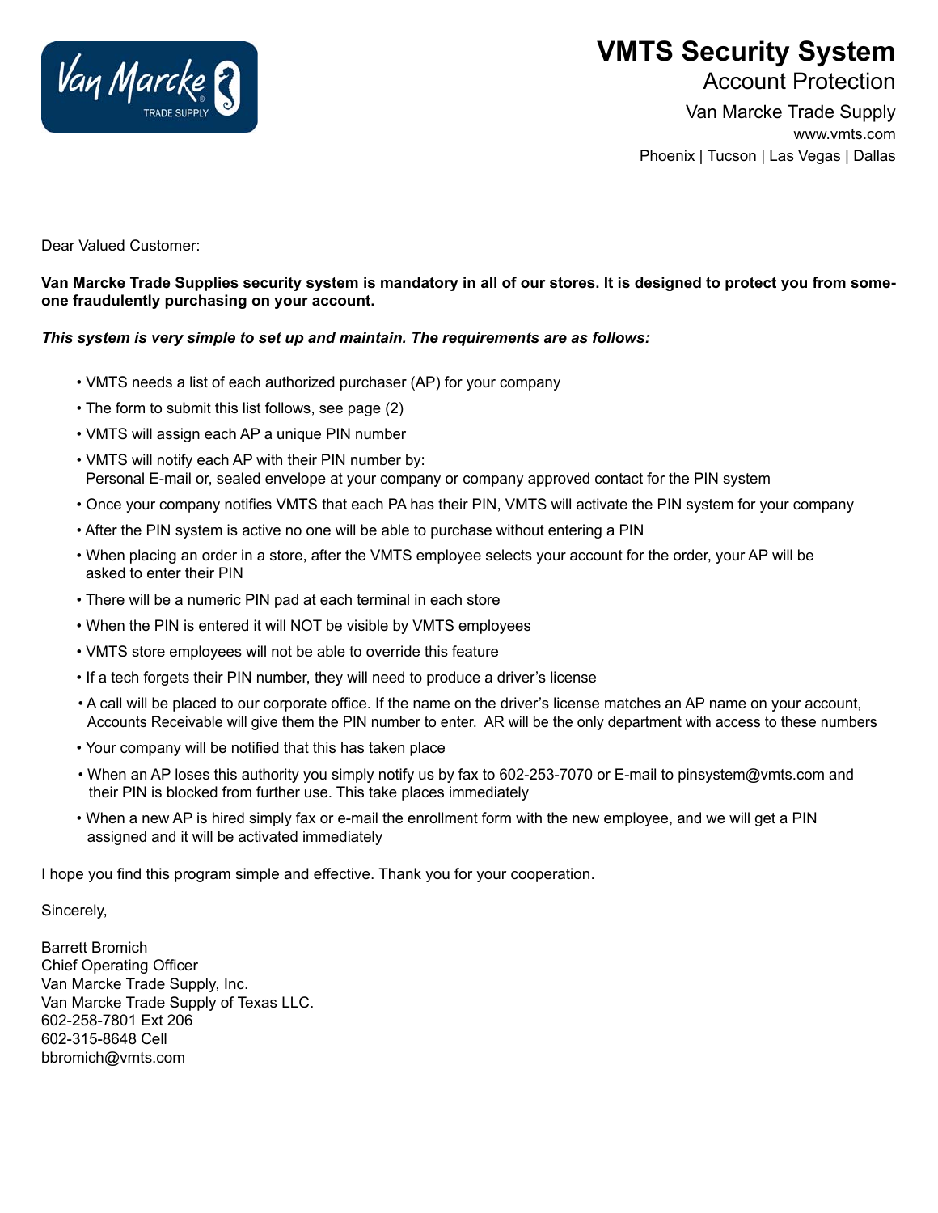# VMTS Security System

## Account Protection

Van Marcke Trade Supply
www.vmts.com
Phoenix | Tucson | Las Vegas | Dallas

Dear Valued Customer:

**Van Marcke Trade Supplies security system is mandatory in all of our stores. It is designed to protect you from someone fraudulently purchasing on your account.**

***This system is very simple to set up and maintain. The requirements are as follows:***

- VMTS needs a list of each authorized purchaser (AP) for your company
- The form to submit this list follows, see page (2)
- VMTS will assign each AP a unique PIN number
- VMTS will notify each AP with their PIN number by:
  Personal E-mail or, sealed envelope at your company or company approved contact for the PIN system
- Once your company notifies VMTS that each PA has their PIN, VMTS will activate the PIN system for your company
- After the PIN system is active no one will be able to purchase without entering a PIN
- When placing an order in a store, after the VMTS employee selects your account for the order, your AP will be asked to enter their PIN
- There will be a numeric PIN pad at each terminal in each store
- When the PIN is entered it will NOT be visible by VMTS employees
- VMTS store employees will not be able to override this feature
- If a tech forgets their PIN number, they will need to produce a driver's license
- A call will be placed to our corporate office. If the name on the driver's license matches an AP name on your account, Accounts Receivable will give them the PIN number to enter. AR will be the only department with access to these numbers
- Your company will be notified that this has taken place
- When an AP loses this authority you simply notify us by fax to 602-253-7070 or E-mail to pinsystem@vmts.com and their PIN is blocked from further use. This take places immediately
- When a new AP is hired simply fax or e-mail the enrollment form with the new employee, and we will get a PIN assigned and it will be activated immediately

I hope you find this program simple and effective. Thank you for your cooperation.

Sincerely,

Barrett Bromich
Chief Operating Officer
Van Marcke Trade Supply, Inc.
Van Marcke Trade Supply of Texas LLC.
602-258-7801 Ext 206
602-315-8648 Cell
bbromich@vmts.com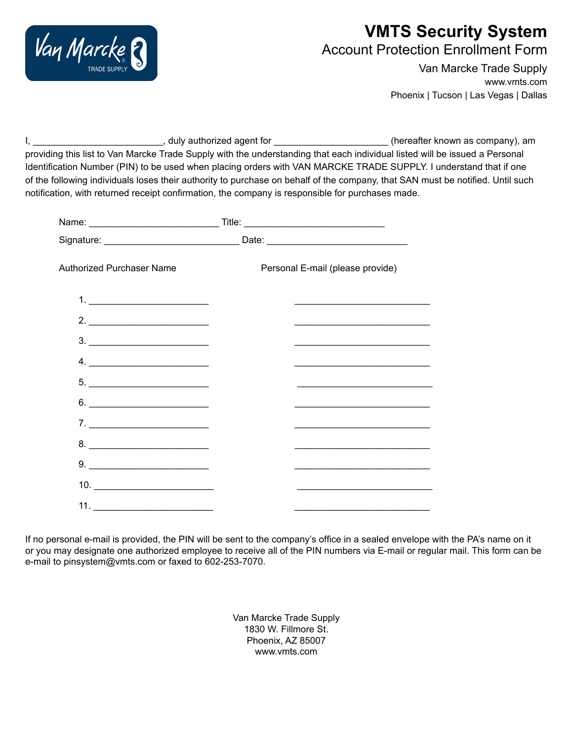# VMTS Security System

## Account Protection Enrollment Form

Van Marcke Trade Supply
www.vmts.com
Phoenix | Tucson | Las Vegas | Dallas

I, ________________________, duly authorized agent for ____________________ (hereafter known as company), am providing this list to Van Marcke Trade Supply with the understanding that each individual listed will be issued a Personal Identification Number (PIN) to be used when placing orders with VAN MARCKE TRADE SUPPLY. I understand that if one of the following individuals loses their authority to purchase on behalf of the company, that SAN must be notified. Until such notification, with returned receipt confirmation, the company is responsible for purchases made.

Name: ________________________ Title: __________________________

Signature: _________________________ Date: __________________________

| Authorized Purchaser Name | Personal E-mail (please provide) |
|---|---|
| 1. ______________________ | _________________________ |
| 2. ______________________ | _________________________ |
| 3. ______________________ | _________________________ |
| 4. ______________________ | _________________________ |
| 5. ______________________ | _________________________ |
| 6. ______________________ | _________________________ |
| 7. ______________________ | _________________________ |
| 8. ______________________ | _________________________ |
| 9. ______________________ | _________________________ |
| 10. ______________________ | _________________________ |
| 11. ______________________ | _________________________ |

If no personal e-mail is provided, the PIN will be sent to the company's office in a sealed envelope with the PA's name on it or you may designate one authorized employee to receive all of the PIN numbers via E-mail or regular mail. This form can be e-mail to pinsystem@vmts.com or faxed to 602-253-7070.

Van Marcke Trade Supply
1830 W. Fillmore St.
Phoenix, AZ 85007
www.vmts.com